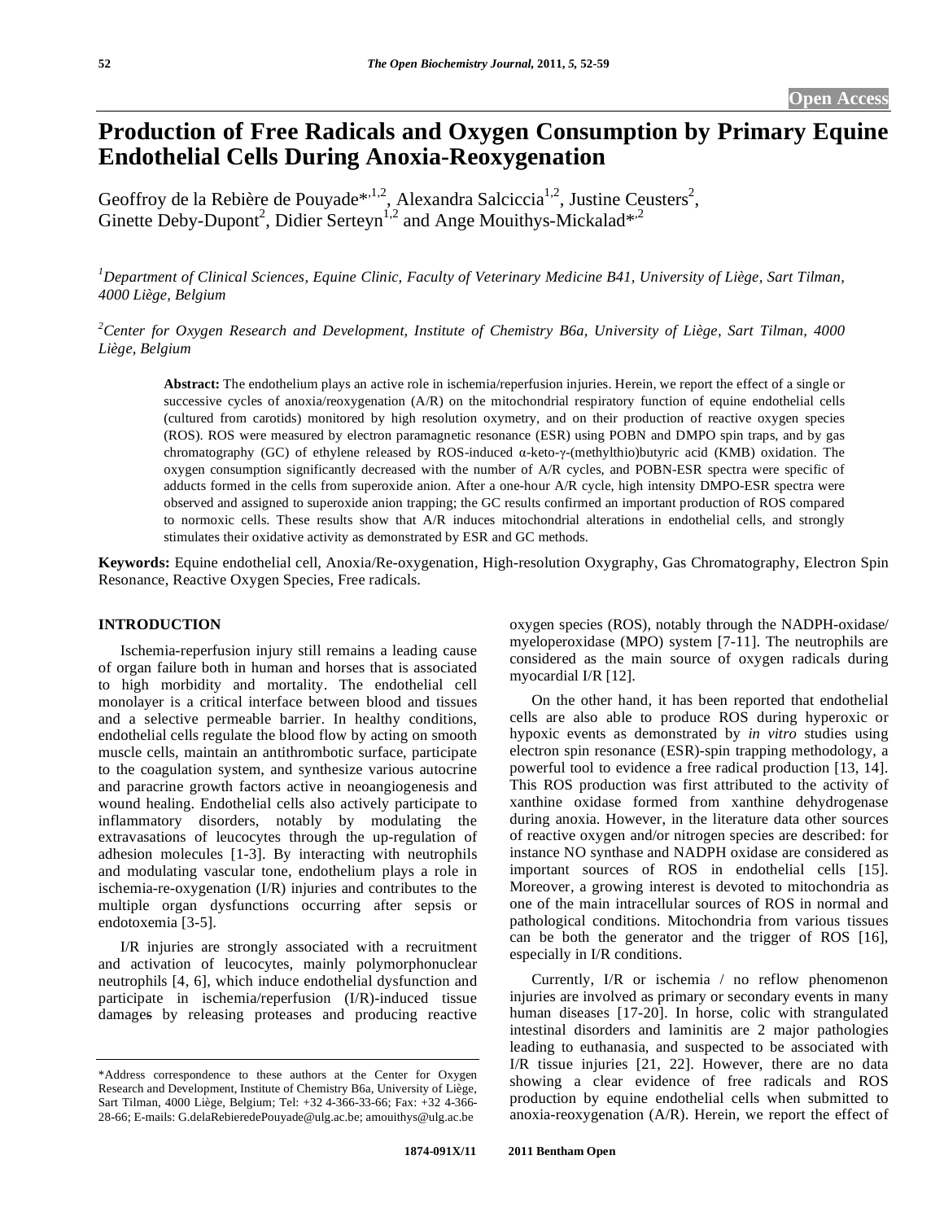# Production of Free Radicals and Oxygen Consumption by Primary Equine Endothelial Cells During Anoxia-Reoxygenation

Geoffroy de la Rebière de Pouyade*[,1,2], Alexandra Salciccia[1,2], Justine Ceusters[2], Ginette Deby-Dupont[2], Didier Serteyn[1,2] and Ange Mouithys-Mickalad*[,2]

[1]Department of Clinical Sciences, Equine Clinic, Faculty of Veterinary Medicine B41, University of Liège, Sart Tilman, 4000 Liège, Belgium

[2]Center for Oxygen Research and Development, Institute of Chemistry B6a, University of Liège, Sart Tilman, 4000 Liège, Belgium

**Abstract:** The endothelium plays an active role in ischemia/reperfusion injuries. Herein, we report the effect of a single or successive cycles of anoxia/reoxygenation (A/R) on the mitochondrial respiratory function of equine endothelial cells (cultured from carotids) monitored by high resolution oxymetry, and on their production of reactive oxygen species (ROS). ROS were measured by electron paramagnetic resonance (ESR) using POBN and DMPO spin traps, and by gas chromatography (GC) of ethylene released by ROS-induced α-keto-γ-(methylthio)butyric acid (KMB) oxidation. The oxygen consumption significantly decreased with the number of A/R cycles, and POBN-ESR spectra were specific of adducts formed in the cells from superoxide anion. After a one-hour A/R cycle, high intensity DMPO-ESR spectra were observed and assigned to superoxide anion trapping; the GC results confirmed an important production of ROS compared to normoxic cells. These results show that A/R induces mitochondrial alterations in endothelial cells, and strongly stimulates their oxidative activity as demonstrated by ESR and GC methods.

**Keywords:** Equine endothelial cell, Anoxia/Re-oxygenation, High-resolution Oxygraphy, Gas Chromatography, Electron Spin Resonance, Reactive Oxygen Species, Free radicals.

## INTRODUCTION

Ischemia-reperfusion injury still remains a leading cause of organ failure both in human and horses that is associated to high morbidity and mortality. The endothelial cell monolayer is a critical interface between blood and tissues and a selective permeable barrier. In healthy conditions, endothelial cells regulate the blood flow by acting on smooth muscle cells, maintain an antithrombotic surface, participate to the coagulation system, and synthesize various autocrine and paracrine growth factors active in neoangiogenesis and wound healing. Endothelial cells also actively participate to inflammatory disorders, notably by modulating the extravasations of leucocytes through the up-regulation of adhesion molecules [1-3]. By interacting with neutrophils and modulating vascular tone, endothelium plays a role in ischemia-re-oxygenation (I/R) injuries and contributes to the multiple organ dysfunctions occurring after sepsis or endotoxemia [3-5].

I/R injuries are strongly associated with a recruitment and activation of leucocytes, mainly polymorphonuclear neutrophils [4, 6], which induce endothelial dysfunction and participate in ischemia/reperfusion (I/R)-induced tissue damages by releasing proteases and producing reactive oxygen species (ROS), notably through the NADPH-oxidase/myeloperoxidase (MPO) system [7-11]. The neutrophils are considered as the main source of oxygen radicals during myocardial I/R [12].

On the other hand, it has been reported that endothelial cells are also able to produce ROS during hyperoxic or hypoxic events as demonstrated by *in vitro* studies using electron spin resonance (ESR)-spin trapping methodology, a powerful tool to evidence a free radical production [13, 14]. This ROS production was first attributed to the activity of xanthine oxidase formed from xanthine dehydrogenase during anoxia. However, in the literature data other sources of reactive oxygen and/or nitrogen species are described: for instance NO synthase and NADPH oxidase are considered as important sources of ROS in endothelial cells [15]. Moreover, a growing interest is devoted to mitochondria as one of the main intracellular sources of ROS in normal and pathological conditions. Mitochondria from various tissues can be both the generator and the trigger of ROS [16], especially in I/R conditions.

Currently, I/R or ischemia / no reflow phenomenon injuries are involved as primary or secondary events in many human diseases [17-20]. In horse, colic with strangulated intestinal disorders and laminitis are 2 major pathologies leading to euthanasia, and suspected to be associated with I/R tissue injuries [21, 22]. However, there are no data showing a clear evidence of free radicals and ROS production by equine endothelial cells when submitted to anoxia-reoxygenation (A/R). Herein, we report the effect of

*Address correspondence to these authors at the Center for Oxygen Research and Development, Institute of Chemistry B6a, University of Liège, Sart Tilman, 4000 Liège, Belgium; Tel: +32 4-366-33-66; Fax: +32 4-366-28-66; E-mails: G.delaRebieredePouyade@ulg.ac.be; amouithys@ulg.ac.be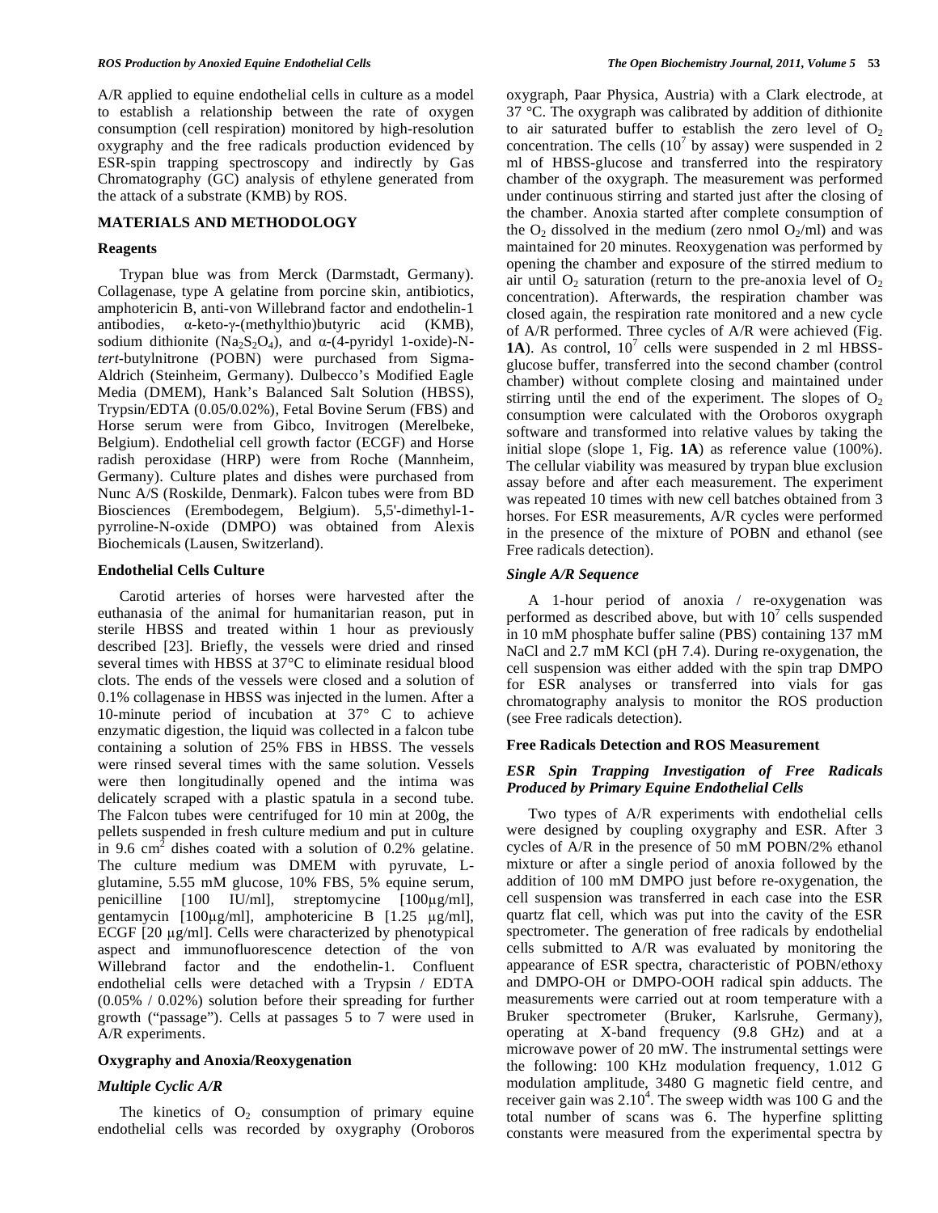A/R applied to equine endothelial cells in culture as a model to establish a relationship between the rate of oxygen consumption (cell respiration) monitored by high-resolution oxygraphy and the free radicals production evidenced by ESR-spin trapping spectroscopy and indirectly by Gas Chromatography (GC) analysis of ethylene generated from the attack of a substrate (KMB) by ROS.

## MATERIALS AND METHODOLOGY

### Reagents

Trypan blue was from Merck (Darmstadt, Germany). Collagenase, type A gelatine from porcine skin, antibiotics, amphotericin B, anti-von Willebrand factor and endothelin-1 antibodies, α-keto-γ-(methylthio)butyric acid (KMB), sodium dithionite ($Na_2S_2O_4$), and α-(4-pyridyl 1-oxide)-N-*tert*-butylnitrone (POBN) were purchased from Sigma-Aldrich (Steinheim, Germany). Dulbecco's Modified Eagle Media (DMEM), Hank's Balanced Salt Solution (HBSS), Trypsin/EDTA (0.05/0.02%), Fetal Bovine Serum (FBS) and Horse serum were from Gibco, Invitrogen (Merelbeke, Belgium). Endothelial cell growth factor (ECGF) and Horse radish peroxidase (HRP) were from Roche (Mannheim, Germany). Culture plates and dishes were purchased from Nunc A/S (Roskilde, Denmark). Falcon tubes were from BD Biosciences (Erembodegem, Belgium). 5,5'-dimethyl-1-pyrroline-N-oxide (DMPO) was obtained from Alexis Biochemicals (Lausen, Switzerland).

### Endothelial Cells Culture

Carotid arteries of horses were harvested after the euthanasia of the animal for humanitarian reason, put in sterile HBSS and treated within 1 hour as previously described [23]. Briefly, the vessels were dried and rinsed several times with HBSS at 37°C to eliminate residual blood clots. The ends of the vessels were closed and a solution of 0.1% collagenase in HBSS was injected in the lumen. After a 10-minute period of incubation at 37° C to achieve enzymatic digestion, the liquid was collected in a falcon tube containing a solution of 25% FBS in HBSS. The vessels were rinsed several times with the same solution. Vessels were then longitudinally opened and the intima was delicately scraped with a plastic spatula in a second tube. The Falcon tubes were centrifuged for 10 min at 200g, the pellets suspended in fresh culture medium and put in culture in 9.6 $cm^2$ dishes coated with a solution of 0.2% gelatine. The culture medium was DMEM with pyruvate, L-glutamine, 5.55 mM glucose, 10% FBS, 5% equine serum, penicilline [100 IU/ml], streptomycine [100µg/ml], gentamycin [100µg/ml], amphotericine B [1.25 µg/ml], ECGF [20 µg/ml]. Cells were characterized by phenotypical aspect and immunofluorescence detection of the von Willebrand factor and the endothelin-1. Confluent endothelial cells were detached with a Trypsin / EDTA (0.05% / 0.02%) solution before their spreading for further growth ("passage"). Cells at passages 5 to 7 were used in A/R experiments.

### Oxygraphy and Anoxia/Reoxygenation

#### *Multiple Cyclic A/R*

The kinetics of $O_2$ consumption of primary equine endothelial cells was recorded by oxygraphy (Oroboros oxygraph, Paar Physica, Austria) with a Clark electrode, at 37 °C. The oxygraph was calibrated by addition of dithionite to air saturated buffer to establish the zero level of $O_2$ concentration. The cells ($10^7$ by assay) were suspended in 2 ml of HBSS-glucose and transferred into the respiratory chamber of the oxygraph. The measurement was performed under continuous stirring and started just after the closing of the chamber. Anoxia started after complete consumption of the $O_2$ dissolved in the medium (zero nmol $O_2$/ml) and was maintained for 20 minutes. Reoxygenation was performed by opening the chamber and exposure of the stirred medium to air until $O_2$ saturation (return to the pre-anoxia level of $O_2$ concentration). Afterwards, the respiration chamber was closed again, the respiration rate monitored and a new cycle of A/R performed. Three cycles of A/R were achieved (Fig. **1A**). As control, $10^7$ cells were suspended in 2 ml HBSS-glucose buffer, transferred into the second chamber (control chamber) without complete closing and maintained under stirring until the end of the experiment. The slopes of $O_2$ consumption were calculated with the Oroboros oxygraph software and transformed into relative values by taking the initial slope (slope 1, Fig. **1A**) as reference value (100%). The cellular viability was measured by trypan blue exclusion assay before and after each measurement. The experiment was repeated 10 times with new cell batches obtained from 3 horses. For ESR measurements, A/R cycles were performed in the presence of the mixture of POBN and ethanol (see Free radicals detection).

#### *Single A/R Sequence*

A 1-hour period of anoxia / re-oxygenation was performed as described above, but with $10^7$ cells suspended in 10 mM phosphate buffer saline (PBS) containing 137 mM NaCl and 2.7 mM KCl (pH 7.4). During re-oxygenation, the cell suspension was either added with the spin trap DMPO for ESR analyses or transferred into vials for gas chromatography analysis to monitor the ROS production (see Free radicals detection).

### Free Radicals Detection and ROS Measurement

#### *ESR Spin Trapping Investigation of Free Radicals Produced by Primary Equine Endothelial Cells*

Two types of A/R experiments with endothelial cells were designed by coupling oxygraphy and ESR. After 3 cycles of A/R in the presence of 50 mM POBN/2% ethanol mixture or after a single period of anoxia followed by the addition of 100 mM DMPO just before re-oxygenation, the cell suspension was transferred in each case into the ESR quartz flat cell, which was put into the cavity of the ESR spectrometer. The generation of free radicals by endothelial cells submitted to A/R was evaluated by monitoring the appearance of ESR spectra, characteristic of POBN/ethoxy and DMPO-OH or DMPO-OOH radical spin adducts. The measurements were carried out at room temperature with a Bruker spectrometer (Bruker, Karlsruhe, Germany), operating at X-band frequency (9.8 GHz) and at a microwave power of 20 mW. The instrumental settings were the following: 100 KHz modulation frequency, 1.012 G modulation amplitude, 3480 G magnetic field centre, and receiver gain was $2.10^4$. The sweep width was 100 G and the total number of scans was 6. The hyperfine splitting constants were measured from the experimental spectra by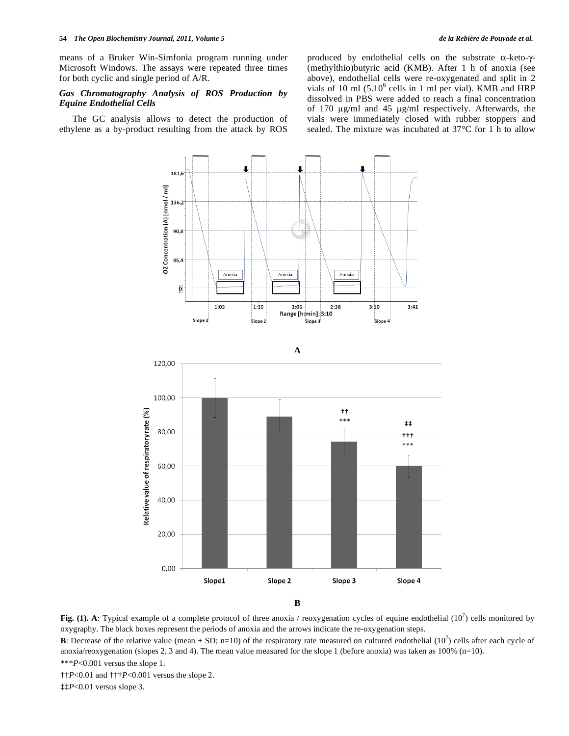means of a Bruker Win-Simfonia program running under Microsoft Windows. The assays were repeated three times for both cyclic and single period of A/R.

### *Gas Chromatography Analysis of ROS Production by Equine Endothelial Cells*

The GC analysis allows to detect the production of ethylene as a by-product resulting from the attack by ROS produced by endothelial cells on the substrate α-keto-γ-(methylthio)butyric acid (KMB). After 1 h of anoxia (see above), endothelial cells were re-oxygenated and split in 2 vials of 10 ml ($5.10^6$ cells in 1 ml per vial). KMB and HRP dissolved in PBS were added to reach a final concentration of 170 µg/ml and 45 µg/ml respectively. Afterwards, the vials were immediately closed with rubber stoppers and sealed. The mixture was incubated at 37°C for 1 h to allow

**Fig. (1). A**: Typical example of a complete protocol of three anoxia / reoxygenation cycles of equine endothelial ($10^7$) cells monitored by oxygraphy. The black boxes represent the periods of anoxia and the arrows indicate the re-oxygenation steps.

**B**: Decrease of the relative value (mean ± SD; n=10) of the respiratory rate measured on cultured endothelial ($10^7$) cells after each cycle of anoxia/reoxygenation (slopes 2, 3 and 4). The mean value measured for the slope 1 (before anoxia) was taken as 100% (n=10).

\*\*\**P*<0.001 versus the slope 1.

††*P*<0.01 and †††*P*<0.001 versus the slope 2.

‡‡*P*<0.01 versus slope 3.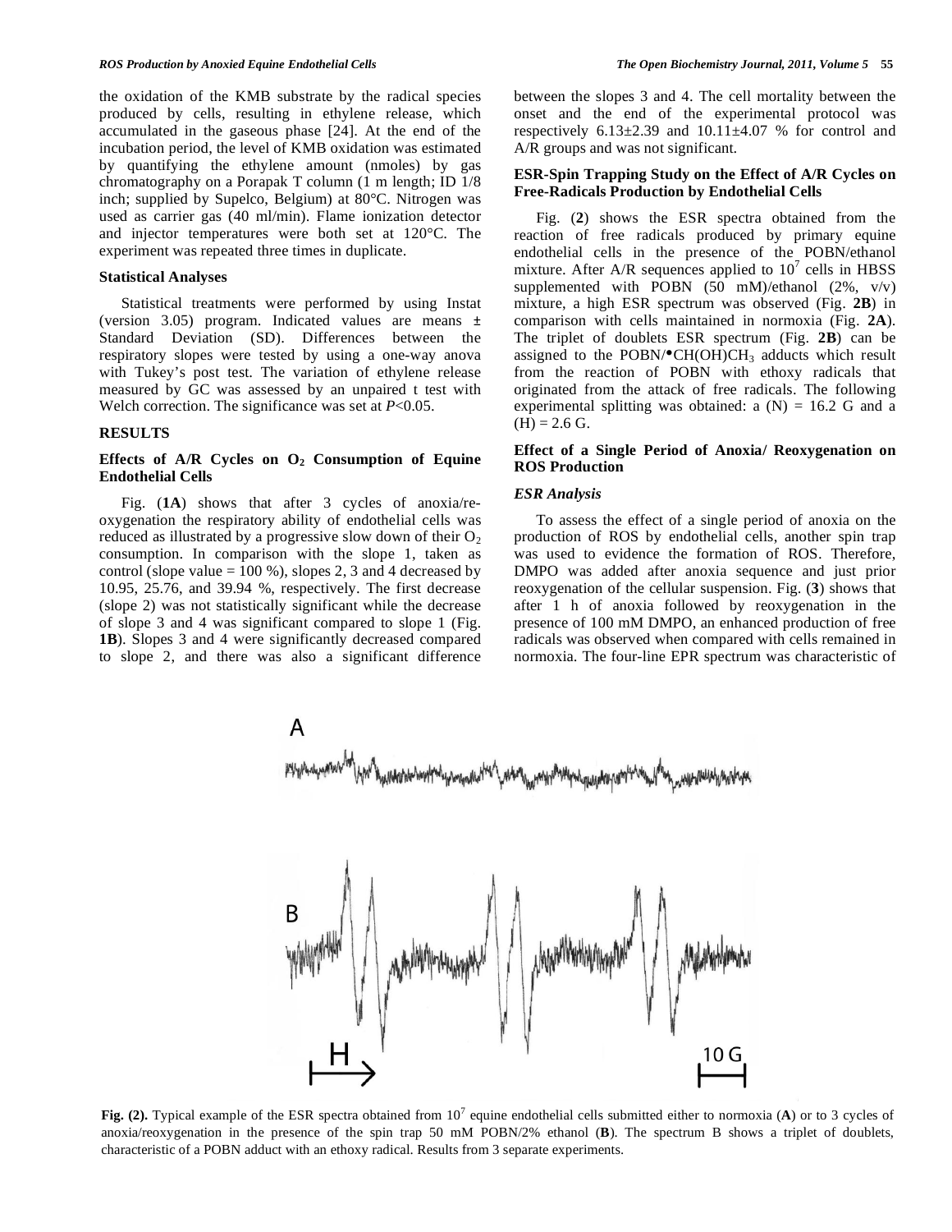the oxidation of the KMB substrate by the radical species produced by cells, resulting in ethylene release, which accumulated in the gaseous phase [24]. At the end of the incubation period, the level of KMB oxidation was estimated by quantifying the ethylene amount (nmoles) by gas chromatography on a Porapak T column (1 m length; ID 1/8 inch; supplied by Supelco, Belgium) at 80°C. Nitrogen was used as carrier gas (40 ml/min). Flame ionization detector and injector temperatures were both set at 120°C. The experiment was repeated three times in duplicate.

### Statistical Analyses

Statistical treatments were performed by using Instat (version 3.05) program. Indicated values are means ± Standard Deviation (SD). Differences between the respiratory slopes were tested by using a one-way anova with Tukey's post test. The variation of ethylene release measured by GC was assessed by an unpaired t test with Welch correction. The significance was set at $P<0.05$.

## RESULTS

### Effects of A/R Cycles on $O_2$ Consumption of Equine Endothelial Cells

Fig. (**1A**) shows that after 3 cycles of anoxia/re-oxygenation the respiratory ability of endothelial cells was reduced as illustrated by a progressive slow down of their $O_2$ consumption. In comparison with the slope 1, taken as control (slope value = 100 %), slopes 2, 3 and 4 decreased by 10.95, 25.76, and 39.94 %, respectively. The first decrease (slope 2) was not statistically significant while the decrease of slope 3 and 4 was significant compared to slope 1 (Fig. **1B**). Slopes 3 and 4 were significantly decreased compared to slope 2, and there was also a significant difference between the slopes 3 and 4. The cell mortality between the onset and the end of the experimental protocol was respectively 6.13±2.39 and 10.11±4.07 % for control and A/R groups and was not significant.

### ESR-Spin Trapping Study on the Effect of A/R Cycles on Free-Radicals Production by Endothelial Cells

Fig. (**2**) shows the ESR spectra obtained from the reaction of free radicals produced by primary equine endothelial cells in the presence of the POBN/ethanol mixture. After A/R sequences applied to $10^7$ cells in HBSS supplemented with POBN (50 mM)/ethanol (2%, v/v) mixture, a high ESR spectrum was observed (Fig. **2B**) in comparison with cells maintained in normoxia (Fig. **2A**). The triplet of doublets ESR spectrum (Fig. **2B**) can be assigned to the POBN/$^{\bullet}$CH(OH)$CH_3$ adducts which result from the reaction of POBN with ethoxy radicals that originated from the attack of free radicals. The following experimental splitting was obtained: a (N) = 16.2 G and a (H) = 2.6 G.

### Effect of a Single Period of Anoxia/ Reoxygenation on ROS Production

#### *ESR Analysis*

To assess the effect of a single period of anoxia on the production of ROS by endothelial cells, another spin trap was used to evidence the formation of ROS. Therefore, DMPO was added after anoxia sequence and just prior reoxygenation of the cellular suspension. Fig. (**3**) shows that after 1 h of anoxia followed by reoxygenation in the presence of 100 mM DMPO, an enhanced production of free radicals was observed when compared with cells remained in normoxia. The four-line EPR spectrum was characteristic of

**Fig. (2).** Typical example of the ESR spectra obtained from $10^7$ equine endothelial cells submitted either to normoxia (**A**) or to 3 cycles of anoxia/reoxygenation in the presence of the spin trap 50 mM POBN/2% ethanol (**B**). The spectrum B shows a triplet of doublets, characteristic of a POBN adduct with an ethoxy radical. Results from 3 separate experiments.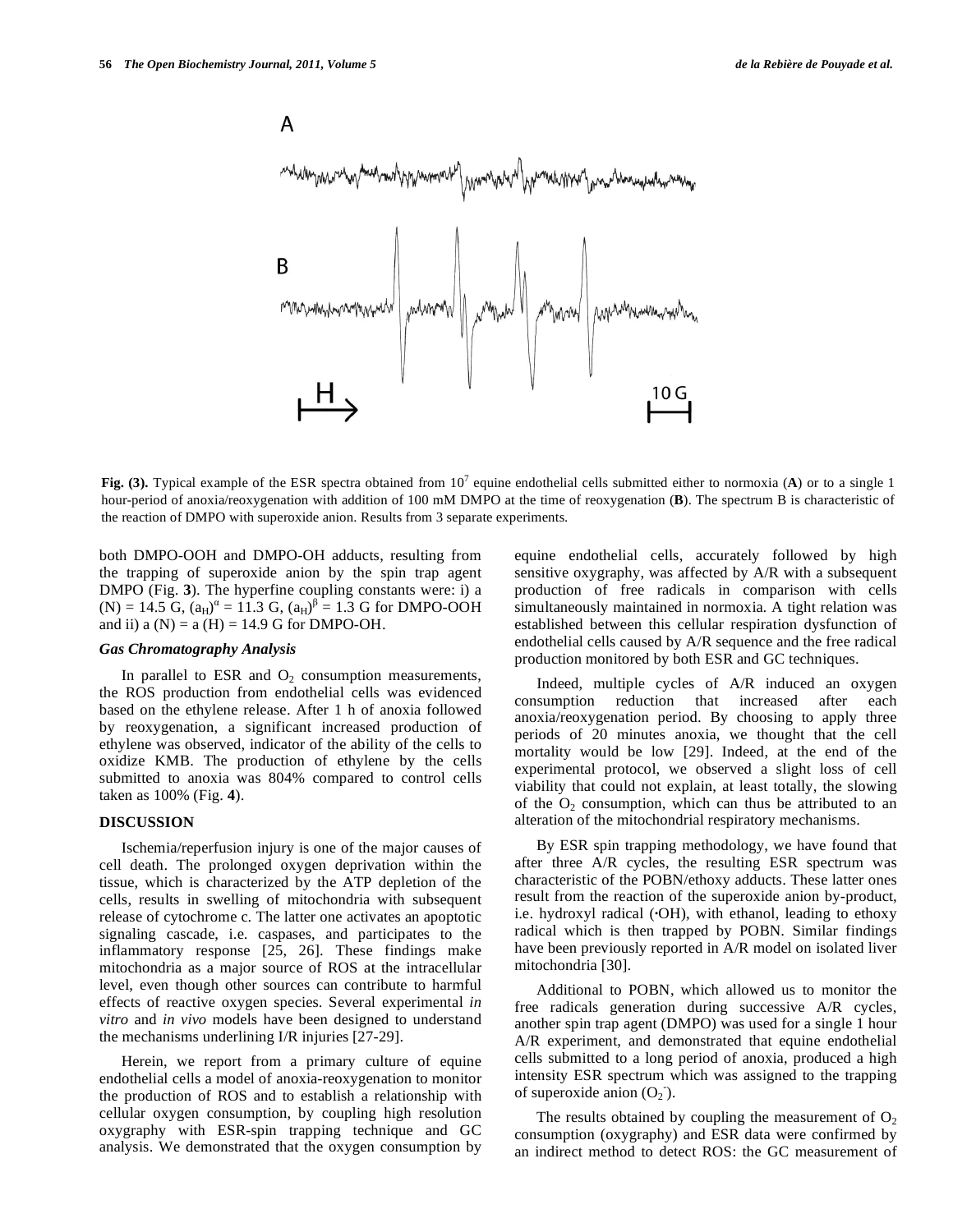**Fig. (3).** Typical example of the ESR spectra obtained from $10^7$ equine endothelial cells submitted either to normoxia (**A**) or to a single 1 hour-period of anoxia/reoxygenation with addition of 100 mM DMPO at the time of reoxygenation (**B**). The spectrum B is characteristic of the reaction of DMPO with superoxide anion. Results from 3 separate experiments.

both DMPO-OOH and DMPO-OH adducts, resulting from the trapping of superoxide anion by the spin trap agent DMPO (Fig. **3**). The hyperfine coupling constants were: i) a (N) = 14.5 G, $(a_H)^\alpha$ = 11.3 G, $(a_H)^\beta$ = 1.3 G for DMPO-OOH and ii) a (N) = a (H) = 14.9 G for DMPO-OH.

### *Gas Chromatography Analysis*

In parallel to ESR and $O_2$ consumption measurements, the ROS production from endothelial cells was evidenced based on the ethylene release. After 1 h of anoxia followed by reoxygenation, a significant increased production of ethylene was observed, indicator of the ability of the cells to oxidize KMB. The production of ethylene by the cells submitted to anoxia was 804% compared to control cells taken as 100% (Fig. **4**).

## DISCUSSION

Ischemia/reperfusion injury is one of the major causes of cell death. The prolonged oxygen deprivation within the tissue, which is characterized by the ATP depletion of the cells, results in swelling of mitochondria with subsequent release of cytochrome c. The latter one activates an apoptotic signaling cascade, i.e. caspases, and participates to the inflammatory response [25, 26]. These findings make mitochondria as a major source of ROS at the intracellular level, even though other sources can contribute to harmful effects of reactive oxygen species. Several experimental *in vitro* and *in vivo* models have been designed to understand the mechanisms underlining I/R injuries [27-29].

Herein, we report from a primary culture of equine endothelial cells a model of anoxia-reoxygenation to monitor the production of ROS and to establish a relationship with cellular oxygen consumption, by coupling high resolution oxygraphy with ESR-spin trapping technique and GC analysis. We demonstrated that the oxygen consumption by equine endothelial cells, accurately followed by high sensitive oxygraphy, was affected by A/R with a subsequent production of free radicals in comparison with cells simultaneously maintained in normoxia. A tight relation was established between this cellular respiration dysfunction of endothelial cells caused by A/R sequence and the free radical production monitored by both ESR and GC techniques.

Indeed, multiple cycles of A/R induced an oxygen consumption reduction that increased after each anoxia/reoxygenation period. By choosing to apply three periods of 20 minutes anoxia, we thought that the cell mortality would be low [29]. Indeed, at the end of the experimental protocol, we observed a slight loss of cell viability that could not explain, at least totally, the slowing of the $O_2$ consumption, which can thus be attributed to an alteration of the mitochondrial respiratory mechanisms.

By ESR spin trapping methodology, we have found that after three A/R cycles, the resulting ESR spectrum was characteristic of the POBN/ethoxy adducts. These latter ones result from the reaction of the superoxide anion by-product, i.e. hydroxyl radical (•OH), with ethanol, leading to ethoxy radical which is then trapped by POBN. Similar findings have been previously reported in A/R model on isolated liver mitochondria [30].

Additional to POBN, which allowed us to monitor the free radicals generation during successive A/R cycles, another spin trap agent (DMPO) was used for a single 1 hour A/R experiment, and demonstrated that equine endothelial cells submitted to a long period of anoxia, produced a high intensity ESR spectrum which was assigned to the trapping of superoxide anion ($O_2^-$).

The results obtained by coupling the measurement of $O_2$ consumption (oxygraphy) and ESR data were confirmed by an indirect method to detect ROS: the GC measurement of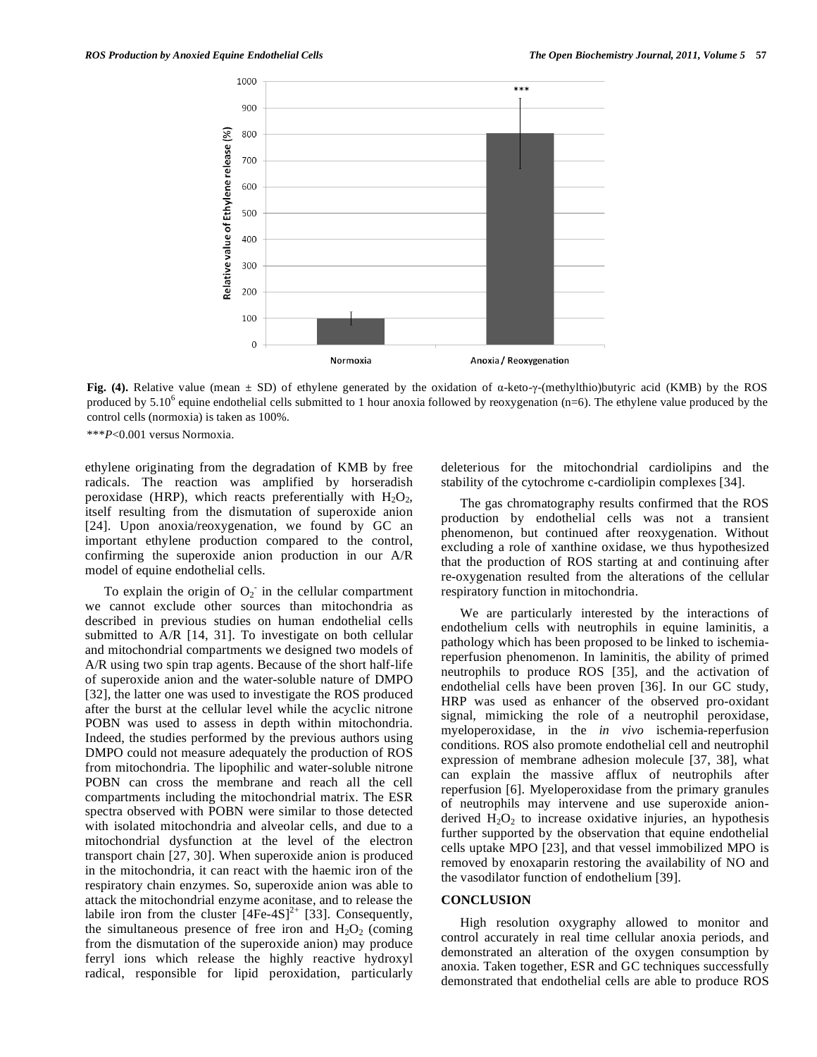**Fig. (4).** Relative value (mean ± SD) of ethylene generated by the oxidation of α-keto-γ-(methylthio)butyric acid (KMB) by the ROS produced by $5.10^6$ equine endothelial cells submitted to 1 hour anoxia followed by reoxygenation (n=6). The ethylene value produced by the control cells (normoxia) is taken as 100%.

****P*<0.001 versus Normoxia.

ethylene originating from the degradation of KMB by free radicals. The reaction was amplified by horseradish peroxidase (HRP), which reacts preferentially with $H_2O_2$, itself resulting from the dismutation of superoxide anion [24]. Upon anoxia/reoxygenation, we found by GC an important ethylene production compared to the control, confirming the superoxide anion production in our A/R model of equine endothelial cells.

To explain the origin of $O_2^-$ in the cellular compartment we cannot exclude other sources than mitochondria as described in previous studies on human endothelial cells submitted to A/R [14, 31]. To investigate on both cellular and mitochondrial compartments we designed two models of A/R using two spin trap agents. Because of the short half-life of superoxide anion and the water-soluble nature of DMPO [32], the latter one was used to investigate the ROS produced after the burst at the cellular level while the acyclic nitrone POBN was used to assess in depth within mitochondria. Indeed, the studies performed by the previous authors using DMPO could not measure adequately the production of ROS from mitochondria. The lipophilic and water-soluble nitrone POBN can cross the membrane and reach all the cell compartments including the mitochondrial matrix. The ESR spectra observed with POBN were similar to those detected with isolated mitochondria and alveolar cells, and due to a mitochondrial dysfunction at the level of the electron transport chain [27, 30]. When superoxide anion is produced in the mitochondria, it can react with the haemic iron of the respiratory chain enzymes. So, superoxide anion was able to attack the mitochondrial enzyme aconitase, and to release the labile iron from the cluster $[4Fe\text{-}4S]^{2+}$ [33]. Consequently, the simultaneous presence of free iron and $H_2O_2$ (coming from the dismutation of the superoxide anion) may produce ferryl ions which release the highly reactive hydroxyl radical, responsible for lipid peroxidation, particularly deleterious for the mitochondrial cardiolipins and the stability of the cytochrome c-cardiolipin complexes [34].

The gas chromatography results confirmed that the ROS production by endothelial cells was not a transient phenomenon, but continued after reoxygenation. Without excluding a role of xanthine oxidase, we thus hypothesized that the production of ROS starting at and continuing after re-oxygenation resulted from the alterations of the cellular respiratory function in mitochondria.

We are particularly interested by the interactions of endothelium cells with neutrophils in equine laminitis, a pathology which has been proposed to be linked to ischemia-reperfusion phenomenon. In laminitis, the ability of primed neutrophils to produce ROS [35], and the activation of endothelial cells have been proven [36]. In our GC study, HRP was used as enhancer of the observed pro-oxidant signal, mimicking the role of a neutrophil peroxidase, myeloperoxidase, in the *in vivo* ischemia-reperfusion conditions. ROS also promote endothelial cell and neutrophil expression of membrane adhesion molecule [37, 38], what can explain the massive afflux of neutrophils after reperfusion [6]. Myeloperoxidase from the primary granules of neutrophils may intervene and use superoxide anion-derived $H_2O_2$ to increase oxidative injuries, an hypothesis further supported by the observation that equine endothelial cells uptake MPO [23], and that vessel immobilized MPO is removed by enoxaparin restoring the availability of NO and the vasodilator function of endothelium [39].

## CONCLUSION

High resolution oxygraphy allowed to monitor and control accurately in real time cellular anoxia periods, and demonstrated an alteration of the oxygen consumption by anoxia. Taken together, ESR and GC techniques successfully demonstrated that endothelial cells are able to produce ROS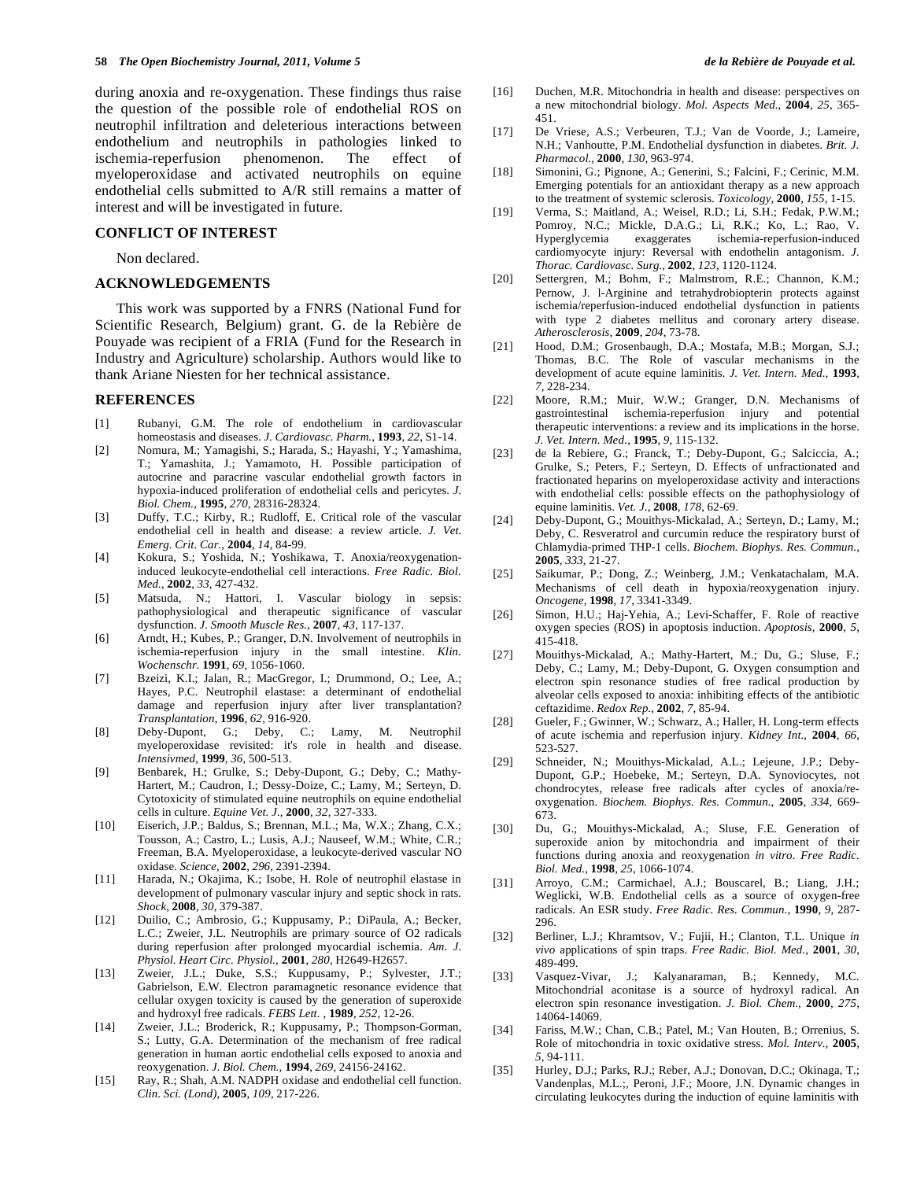during anoxia and re-oxygenation. These findings thus raise the question of the possible role of endothelial ROS on neutrophil infiltration and deleterious interactions between endothelium and neutrophils in pathologies linked to ischemia-reperfusion phenomenon. The effect of myeloperoxidase and activated neutrophils on equine endothelial cells submitted to A/R still remains a matter of interest and will be investigated in future.

## CONFLICT OF INTEREST

Non declared.

## ACKNOWLEDGEMENTS

This work was supported by a FNRS (National Fund for Scientific Research, Belgium) grant. G. de la Rebière de Pouyade was recipient of a FRIA (Fund for the Research in Industry and Agriculture) scholarship. Authors would like to thank Ariane Niesten for her technical assistance.

## REFERENCES

[1] Rubanyi, G.M. The role of endothelium in cardiovascular homeostasis and diseases. *J. Cardiovasc. Pharm.*, **1993**, *22*, S1-14.

[2] Nomura, M.; Yamagishi, S.; Harada, S.; Hayashi, Y.; Yamashima, T.; Yamashita, J.; Yamamoto, H. Possible participation of autocrine and paracrine vascular endothelial growth factors in hypoxia-induced proliferation of endothelial cells and pericytes. *J. Biol. Chem.*, **1995**, *270*, 28316-28324.

[3] Duffy, T.C.; Kirby, R.; Rudloff, E. Critical role of the vascular endothelial cell in health and disease: a review article. *J. Vet. Emerg. Crit. Car.*, **2004**, *14*, 84-99.

[4] Kokura, S.; Yoshida, N.; Yoshikawa, T. Anoxia/reoxygenation-induced leukocyte-endothelial cell interactions. *Free Radic. Biol. Med.*, **2002**, *33*, 427-432.

[5] Matsuda, N.; Hattori, I. Vascular biology in sepsis: pathophysiological and therapeutic significance of vascular dysfunction. *J. Smooth Muscle Res.*, **2007**, *43*, 117-137.

[6] Arndt, H.; Kubes, P.; Granger, D.N. Involvement of neutrophils in ischemia-reperfusion injury in the small intestine. *Klin. Wochenschr.* **1991**, *69*, 1056-1060.

[7] Bzeizi, K.I.; Jalan, R.; MacGregor, I.; Drummond, O.; Lee, A.; Hayes, P.C. Neutrophil elastase: a determinant of endothelial damage and reperfusion injury after liver transplantation? *Transplantation*, **1996**, *62*, 916-920.

[8] Deby-Dupont, G.; Deby, C.; Lamy, M. Neutrophil myeloperoxidase revisited: it's role in health and disease. *Intensivmed*, **1999**, *36*, 500-513.

[9] Benbarek, H.; Grulke, S.; Deby-Dupont, G.; Deby, C.; Mathy-Hartert, M.; Caudron, I.; Dessy-Doize, C.; Lamy, M.; Serteyn, D. Cytotoxicity of stimulated equine neutrophils on equine endothelial cells in culture. *Equine Vet. J.*, **2000**, *32*, 327-333.

[10] Eiserich, J.P.; Baldus, S.; Brennan, M.L.; Ma, W.X.; Zhang, C.X.; Tousson, A.; Castro, L.; Lusis, A.J.; Nauseef, W.M.; White, C.R.; Freeman, B.A. Myeloperoxidase, a leukocyte-derived vascular NO oxidase. *Science*, **2002**, *296*, 2391-2394.

[11] Harada, N.; Okajima, K.; Isobe, H. Role of neutrophil elastase in development of pulmonary vascular injury and septic shock in rats. *Shock*, **2008**, *30*, 379-387.

[12] Duilio, C.; Ambrosio, G.; Kuppusamy, P.; DiPaula, A.; Becker, L.C.; Zweier, J.L. Neutrophils are primary source of O2 radicals during reperfusion after prolonged myocardial ischemia. *Am. J. Physiol. Heart Circ. Physiol.*, **2001**, *280*, H2649-H2657.

[13] Zweier, J.L.; Duke, S.S.; Kuppusamy, P.; Sylvester, J.T.; Gabrielson, E.W. Electron paramagnetic resonance evidence that cellular oxygen toxicity is caused by the generation of superoxide and hydroxyl free radicals. *FEBS Lett.* , **1989**, *252*, 12-26.

[14] Zweier, J.L.; Broderick, R.; Kuppusamy, P.; Thompson-Gorman, S.; Lutty, G.A. Determination of the mechanism of free radical generation in human aortic endothelial cells exposed to anoxia and reoxygenation. *J. Biol. Chem.*, **1994**, *269*, 24156-24162.

[15] Ray, R.; Shah, A.M. NADPH oxidase and endothelial cell function. *Clin. Sci. (Lond)*, **2005**, *109*, 217-226.

[16] Duchen, M.R. Mitochondria in health and disease: perspectives on a new mitochondrial biology. *Mol. Aspects Med.*, **2004**, *25*, 365-451.

[17] De Vriese, A.S.; Verbeuren, T.J.; Van de Voorde, J.; Lameire, N.H.; Vanhoutte, P.M. Endothelial dysfunction in diabetes. *Brit. J. Pharmacol.*, **2000**, *130*, 963-974.

[18] Simonini, G.; Pignone, A.; Generini, S.; Falcini, F.; Cerinic, M.M. Emerging potentials for an antioxidant therapy as a new approach to the treatment of systemic sclerosis. *Toxicology*, **2000**, *155*, 1-15.

[19] Verma, S.; Maitland, A.; Weisel, R.D.; Li, S.H.; Fedak, P.W.M.; Pomroy, N.C.; Mickle, D.A.G.; Li, R.K.; Ko, L.; Rao, V. Hyperglycemia exaggerates ischemia-reperfusion-induced cardiomyocyte injury: Reversal with endothelin antagonism. *J. Thorac. Cardiovasc. Surg.*, **2002**, *123*, 1120-1124.

[20] Settergren, M.; Bohm, F.; Malmstrom, R.E.; Channon, K.M.; Pernow, J. l-Arginine and tetrahydrobiopterin protects against ischemia/reperfusion-induced endothelial dysfunction in patients with type 2 diabetes mellitus and coronary artery disease. *Atherosclerosis*, **2009**, *204*, 73-78.

[21] Hood, D.M.; Grosenbaugh, D.A.; Mostafa, M.B.; Morgan, S.J.; Thomas, B.C. The Role of vascular mechanisms in the development of acute equine laminitis. *J. Vet. Intern. Med.*, **1993**, *7*, 228-234.

[22] Moore, R.M.; Muir, W.W.; Granger, D.N. Mechanisms of gastrointestinal ischemia-reperfusion injury and potential therapeutic interventions: a review and its implications in the horse. *J. Vet. Intern. Med.*, **1995**, *9*, 115-132.

[23] de la Rebiere, G.; Franck, T.; Deby-Dupont, G.; Salciccia, A.; Grulke, S.; Peters, F.; Serteyn, D. Effects of unfractionated and fractionated heparins on myeloperoxidase activity and interactions with endothelial cells: possible effects on the pathophysiology of equine laminitis. *Vet. J.*, **2008**, *178*, 62-69.

[24] Deby-Dupont, G.; Mouithys-Mickalad, A.; Serteyn, D.; Lamy, M.; Deby, C. Resveratrol and curcumin reduce the respiratory burst of Chlamydia-primed THP-1 cells. *Biochem. Biophys. Res. Commun.*, **2005**, *333*, 21-27.

[25] Saikumar, P.; Dong, Z.; Weinberg, J.M.; Venkatachalam, M.A. Mechanisms of cell death in hypoxia/reoxygenation injury. *Oncogene*, **1998**, *17*, 3341-3349.

[26] Simon, H.U.; Haj-Yehia, A.; Levi-Schaffer, F. Role of reactive oxygen species (ROS) in apoptosis induction. *Apoptosis*, **2000**, *5*, 415-418.

[27] Mouithys-Mickalad, A.; Mathy-Hartert, M.; Du, G.; Sluse, F.; Deby, C.; Lamy, M.; Deby-Dupont, G. Oxygen consumption and electron spin resonance studies of free radical production by alveolar cells exposed to anoxia: inhibiting effects of the antibiotic ceftazidime. *Redox Rep.*, **2002**, *7*, 85-94.

[28] Gueler, F.; Gwinner, W.; Schwarz, A.; Haller, H. Long-term effects of acute ischemia and reperfusion injury. *Kidney Int.*, **2004**, *66*, 523-527.

[29] Schneider, N.; Mouithys-Mickalad, A.L.; Lejeune, J.P.; Deby-Dupont, G.P.; Hoebeke, M.; Serteyn, D.A. Synoviocytes, not chondrocytes, release free radicals after cycles of anoxia/re-oxygenation. *Biochem. Biophys. Res. Commun.*, **2005**, *334*, 669-673.

[30] Du, G.; Mouithys-Mickalad, A.; Sluse, F.E. Generation of superoxide anion by mitochondria and impairment of their functions during anoxia and reoxygenation *in vitro*. *Free Radic. Biol. Med.*, **1998**, *25*, 1066-1074.

[31] Arroyo, C.M.; Carmichael, A.J.; Bouscarel, B.; Liang, J.H.; Weglicki, W.B. Endothelial cells as a source of oxygen-free radicals. An ESR study. *Free Radic. Res. Commun.*, **1990**, *9*, 287-296.

[32] Berliner, L.J.; Khramtsov, V.; Fujii, H.; Clanton, T.L. Unique *in vivo* applications of spin traps. *Free Radic. Biol. Med.*, **2001**, *30*, 489-499.

[33] Vasquez-Vivar, J.; Kalyanaraman, B.; Kennedy, M.C. Mitochondrial aconitase is a source of hydroxyl radical. An electron spin resonance investigation. *J. Biol. Chem.*, **2000**, *275*, 14064-14069.

[34] Fariss, M.W.; Chan, C.B.; Patel, M.; Van Houten, B.; Orrenius, S. Role of mitochondria in toxic oxidative stress. *Mol. Interv.*, **2005**, *5*, 94-111.

[35] Hurley, D.J.; Parks, R.J.; Reber, A.J.; Donovan, D.C.; Okinaga, T.; Vandenplas, M.L.;, Peroni, J.F.; Moore, J.N. Dynamic changes in circulating leukocytes during the induction of equine laminitis with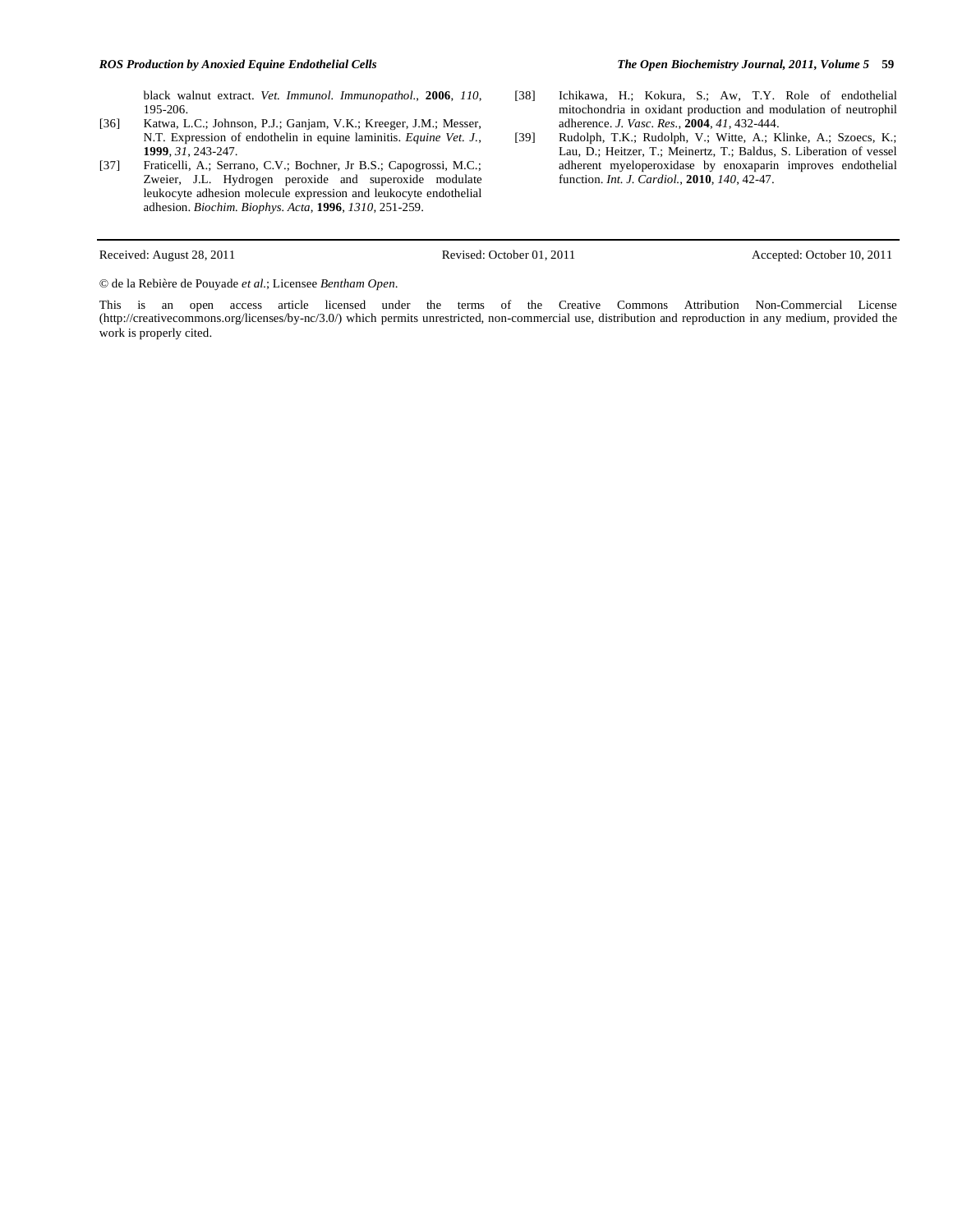black walnut extract. *Vet. Immunol. Immunopathol.*, **2006**, *110*, 195-206.

[36] Katwa, L.C.; Johnson, P.J.; Ganjam, V.K.; Kreeger, J.M.; Messer, N.T. Expression of endothelin in equine laminitis. *Equine Vet. J.*, **1999**, *31*, 243-247.

[37] Fraticelli, A.; Serrano, C.V.; Bochner, Jr B.S.; Capogrossi, M.C.; Zweier, J.L. Hydrogen peroxide and superoxide modulate leukocyte adhesion molecule expression and leukocyte endothelial adhesion. *Biochim. Biophys. Acta*, **1996**, *1310*, 251-259.

[38] Ichikawa, H.; Kokura, S.; Aw, T.Y. Role of endothelial mitochondria in oxidant production and modulation of neutrophil adherence. *J. Vasc. Res.*, **2004**, *41*, 432-444.

[39] Rudolph, T.K.; Rudolph, V.; Witte, A.; Klinke, A.; Szoecs, K.; Lau, D.; Heitzer, T.; Meinertz, T.; Baldus, S. Liberation of vessel adherent myeloperoxidase by enoxaparin improves endothelial function. *Int. J. Cardiol.*, **2010**, *140*, 42-47.

---

Received: August 28, 2011 Revised: October 01, 2011 Accepted: October 10, 2011

© de la Rebière de Pouyade *et al.*; Licensee *Bentham Open*.

This is an open access article licensed under the terms of the Creative Commons Attribution Non-Commercial License (http://creativecommons.org/licenses/by-nc/3.0/) which permits unrestricted, non-commercial use, distribution and reproduction in any medium, provided the work is properly cited.